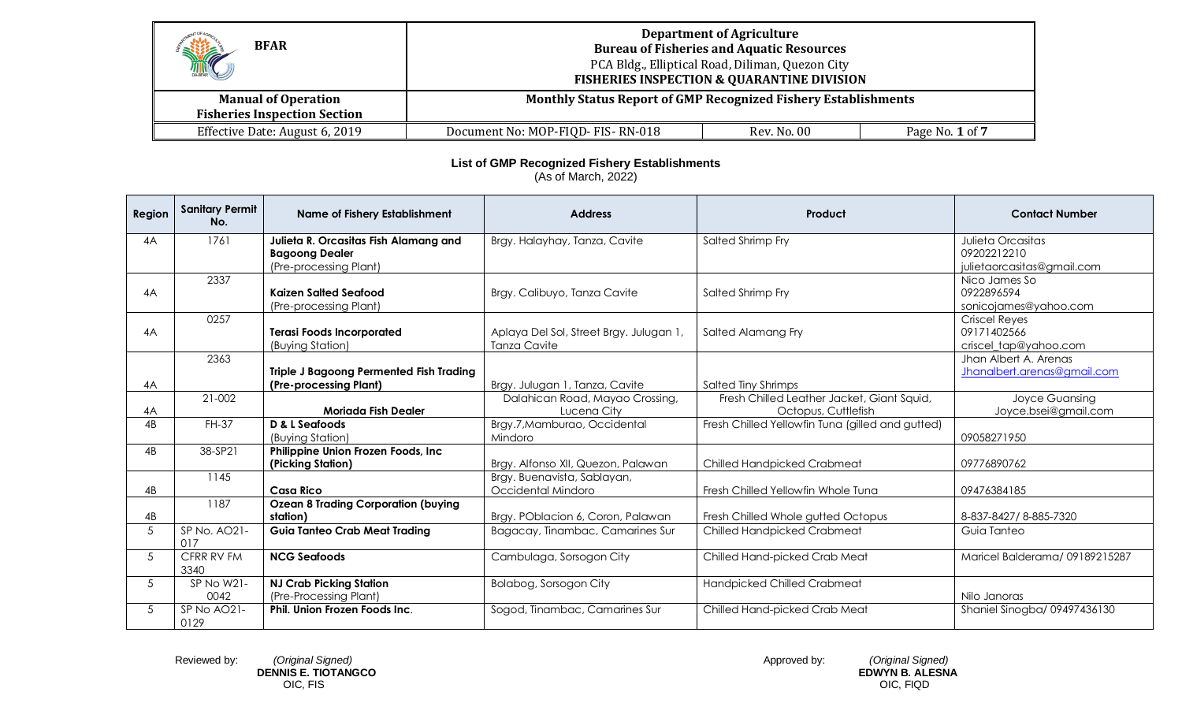| BFAR | Department of Agriculture<br>Bureau of Fisheries and Aquatic Resources<br>PCA Bldg., Elliptical Road, Diliman, Quezon City<br>FISHERIES INSPECTION & QUARANTINE DIVISION | | |
|---|---|---|---|
| Manual of Operation<br>Fisheries Inspection Section | Monthly Status Report of GMP Recognized Fishery Establishments | | |
| Effective Date: August 6, 2019 | Document No: MOP-FIQD- FIS- RN-018 | Rev. No. 00 | Page No. 1 of 7 |

**List of GMP Recognized Fishery Establishments**
(As of March, 2022)

| Region | Sanitary Permit No. | Name of Fishery Establishment | Address | Product | Contact Number |
|---|---|---|---|---|---|
| 4A | 1761 | **Julieta R. Orcasitas Fish Alamang and Bagoong Dealer** (Pre-processing Plant) | Brgy. Halayhay, Tanza, Cavite | Salted Shrimp Fry | Julieta Orcasitas<br>09202212210<br>julietaorcasitas@gmail.com |
| 4A | 2337 | **Kaizen Salted Seafood** (Pre-processing Plant) | Brgy. Calibuyo, Tanza Cavite | Salted Shrimp Fry | Nico James So<br>0922896594<br>sonicojames@yahoo.com |
| 4A | 0257 | **Terasi Foods Incorporated** (Buying Station) | Aplaya Del Sol, Street Brgy. Julugan 1, Tanza Cavite | Salted Alamang Fry | Criscel Reyes<br>09171402566<br>criscel_tap@yahoo.com |
| 4A | 2363 | **Triple J Bagoong Permented Fish Trading (Pre-processing Plant)** | Brgy. Julugan 1, Tanza, Cavite | Salted Tiny Shrimps | Jhan Albert A. Arenas<br>Jhanalbert.arenas@gmail.com |
| 4A | 21-002 | **Moriada Fish Dealer** | Dalahican Road, Mayao Crossing, Lucena City | Fresh Chilled Leather Jacket, Giant Squid, Octopus, Cuttlefish | Joyce Guansing<br>Joyce.bsei@gmail.com |
| 4B | FH-37 | **D & L Seafoods** (Buying Station) | Brgy.7,Mamburao, Occidental Mindoro | Fresh Chilled Yellowfin Tuna (gilled and gutted) | 09058271950 |
| 4B | 38-SP21 | **Philippine Union Frozen Foods, Inc (Picking Station)** | Brgy. Alfonso XII, Quezon, Palawan | Chilled Handpicked Crabmeat | 09776890762 |
| 4B | 1145 | **Casa Rico** | Brgy. Buenavista, Sablayan, Occidental Mindoro | Fresh Chilled Yellowfin Whole Tuna | 09476384185 |
| 4B | 1187 | **Ozean 8 Trading Corporation (buying station)** | Brgy. POblacion 6, Coron, Palawan | Fresh Chilled Whole gutted Octopus | 8-837-8427/ 8-885-7320 |
| 5 | SP No. AO21-017 | **Guia Tanteo Crab Meat Trading** | Bagacay, Tinambac, Camarines Sur | Chilled Handpicked Crabmeat | Guia Tanteo |
| 5 | CFRR RV FM 3340 | **NCG Seafoods** | Cambulaga, Sorsogon City | Chilled Hand-picked Crab Meat | Maricel Balderama/ 09189215287 |
| 5 | SP No W21-0042 | **NJ Crab Picking Station** (Pre-Processing Plant) | Bolabog, Sorsogon City | Handpicked Chilled Crabmeat | Nilo Janoras |
| 5 | SP No AO21-0129 | **Phil. Union Frozen Foods Inc**. | Sogod, Tinambac, Camarines Sur | Chilled Hand-picked Crab Meat | Shaniel Sinogba/ 09497436130 |

Reviewed by: *(Original Signed)*
**DENNIS E. TIOTANGCO**
OIC, FIS

Approved by: *(Original Signed)*
**EDWYN B. ALESNA**
OIC, FIQD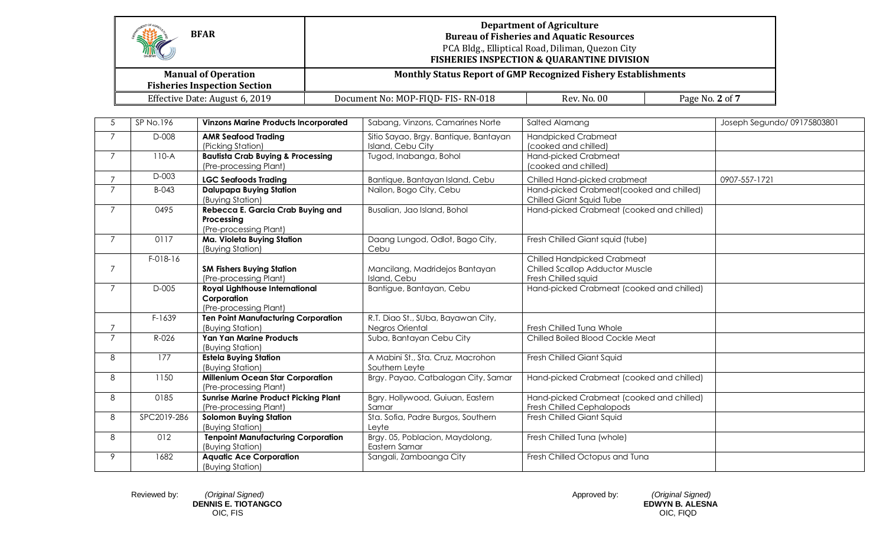| | | | | | |
|---|---|---|---|---|---|
| 5 | SP No.196 | **Vinzons Marine Products Incorporated** | Sabang, Vinzons, Camarines Norte | Salted Alamang | Joseph Segundo/ 09175803801 |
| 7 | D-008 | **AMR Seafood Trading** (Picking Station) | Sitio Sayao, Brgy. Bantique, Bantayan Island, Cebu City | Handpicked Crabmeat (cooked and chilled) | |
| 7 | 110-A | **Bautista Crab Buying & Processing** (Pre-processing Plant) | Tugod, Inabanga, Bohol | Hand-picked Crabmeat (cooked and chilled) | |
| 7 | D-003 | **LGC Seafoods Trading** | Bantique, Bantayan Island, Cebu | Chilled Hand-picked crabmeat | 0907-557-1721 |
| 7 | B-043 | **Dalupapa Buying Station** (Buying Station) | Nailon, Bogo City, Cebu | Hand-picked Crabmeat(cooked and chilled) Chilled Giant Squid Tube | |
| 7 | 0495 | **Rebecca E. Garcia Crab Buying and Processing** (Pre-processing Plant) | Busalian, Jao Island, Bohol | Hand-picked Crabmeat (cooked and chilled) | |
| 7 | 0117 | **Ma. Violeta Buying Station** (Buying Station) | Daang Lungod, Odlot, Bago City, Cebu | Fresh Chilled Giant squid (tube) | |
| 7 | F-018-16 | **SM Fishers Buying Station** (Pre-processing Plant) | Mancilang, Madridejos Bantayan Island, Cebu | Chilled Handpicked Crabmeat Chilled Scallop Adductor Muscle Fresh Chilled squid | |
| 7 | D-005 | **Royal Lighthouse International Corporation** (Pre-processing Plant) | Bantigue, Bantayan, Cebu | Hand-picked Crabmeat (cooked and chilled) | |
| 7 | F-1639 | **Ten Point Manufacturing Corporation** (Buying Station) | R.T. Diao St., SUba, Bayawan City, Negros Oriental | Fresh Chilled Tuna Whole | |
| 7 | R-026 | **Yan Yan Marine Products** (Buying Station) | Suba, Bantayan Cebu City | Chilled Boiled Blood Cockle Meat | |
| 8 | 177 | **Estela Buying Station** (Buying Station) | A Mabini St., Sta. Cruz, Macrohon Southern Leyte | Fresh Chilled Giant Squid | |
| 8 | 1150 | **Millenium Ocean Star Corporation** (Pre-processing Plant) | Brgy. Payao, Catbalogan City, Samar | Hand-picked Crabmeat (cooked and chilled) | |
| 8 | 0185 | **Sunrise Marine Product Picking Plant** (Pre-processing Plant) | Bgry. Hollywood, Guiuan, Eastern Samar | Hand-picked Crabmeat (cooked and chilled) Fresh Chilled Cephalopods | |
| 8 | SPC2019-286 | **Solomon Buying Station** (Buying Station) | Sta. Sofia, Padre Burgos, Southern Leyte | Fresh Chilled Giant Squid | |
| 8 | 012 | **Tenpoint Manufacturing Corporation** (Buying Station) | Brgy. 05, Poblacion, Maydolong, Eastern Samar | Fresh Chilled Tuna (whole) | |
| 9 | 1682 | **Aquatic Ace Corporation** (Buying Station) | Sangali, Zamboanga City | Fresh Chilled Octopus and Tuna | |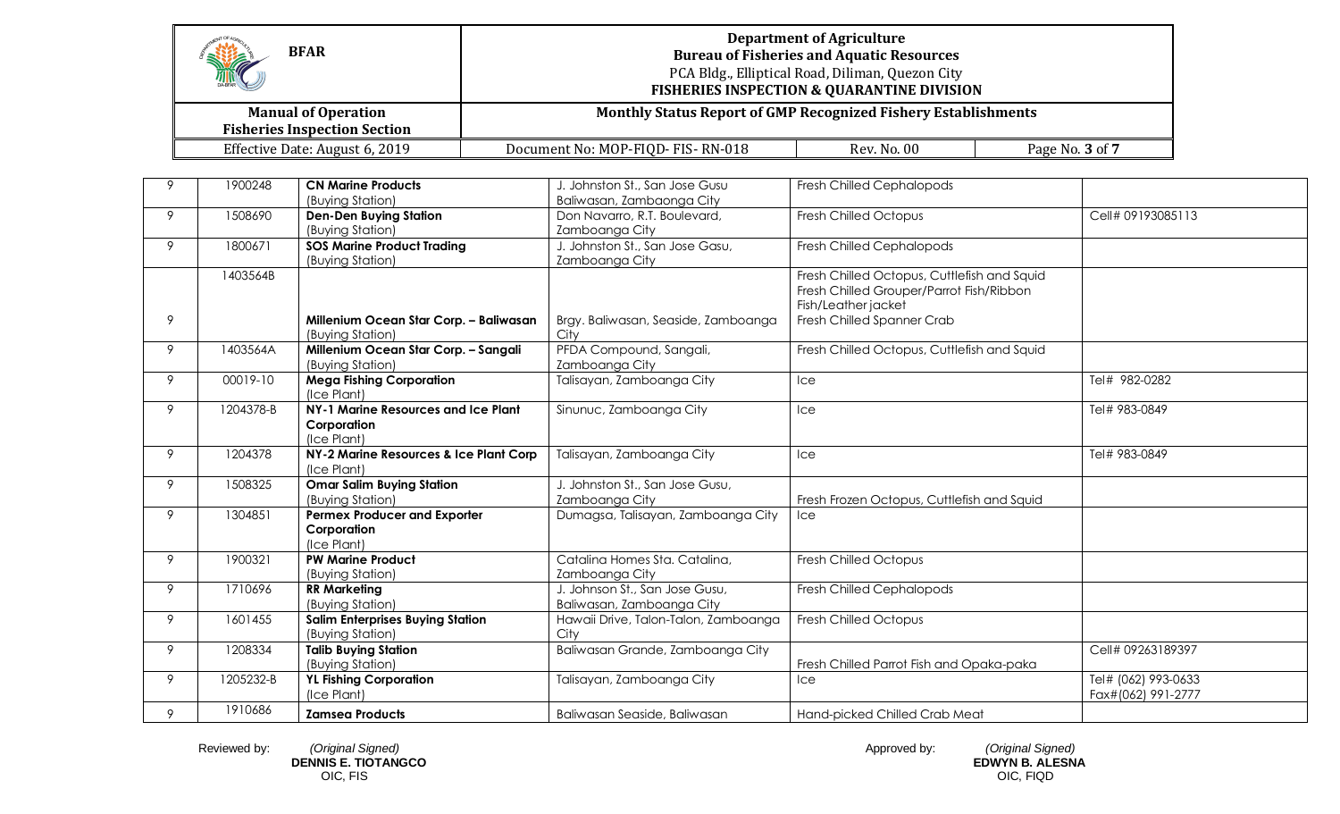| | | | | | |
|---|---|---|---|---|---|
| 9 | 1900248 | **CN Marine Products** (Buying Station) | J. Johnston St., San Jose Gusu Baliwasan, Zamboanga City | Fresh Chilled Cephalopods | |
| 9 | 1508690 | **Den-Den Buying Station** (Buying Station) | Don Navarro, R.T. Boulevard, Zamboanga City | Fresh Chilled Octopus | Cell# 09193085113 |
| 9 | 1800671 | **SOS Marine Product Trading** (Buying Station) | J. Johnston St., San Jose Gasu, Zamboanga City | Fresh Chilled Cephalopods | |
| 9 | 1403564B | **Millenium Ocean Star Corp. – Baliwasan** (Buying Station) | Brgy. Baliwasan, Seaside, Zamboanga City | Fresh Chilled Octopus, Cuttlefish and Squid<br>Fresh Chilled Grouper/Parrot Fish/Ribbon Fish/Leather jacket<br>Fresh Chilled Spanner Crab | |
| 9 | 1403564A | **Millenium Ocean Star Corp. – Sangali** (Buying Station) | PFDA Compound, Sangali, Zamboanga City | Fresh Chilled Octopus, Cuttlefish and Squid | |
| 9 | 00019-10 | **Mega Fishing Corporation** (Ice Plant) | Talisayan, Zamboanga City | Ice | Tel# 982-0282 |
| 9 | 1204378-B | **NY-1 Marine Resources and Ice Plant Corporation** (Ice Plant) | Sinunuc, Zamboanga City | Ice | Tel# 983-0849 |
| 9 | 1204378 | **NY-2 Marine Resources & Ice Plant Corp** (Ice Plant) | Talisayan, Zamboanga City | Ice | Tel# 983-0849 |
| 9 | 1508325 | **Omar Salim Buying Station** (Buying Station) | J. Johnston St., San Jose Gusu, Zamboanga City | Fresh Frozen Octopus, Cuttlefish and Squid | |
| 9 | 1304851 | **Permex Producer and Exporter Corporation** (Ice Plant) | Dumagsa, Talisayan, Zamboanga City | Ice | |
| 9 | 1900321 | **PW Marine Product** (Buying Station) | Catalina Homes Sta. Catalina, Zamboanga City | Fresh Chilled Octopus | |
| 9 | 1710696 | **RR Marketing** (Buying Station) | J. Johnson St., San Jose Gusu, Baliwasan, Zamboanga City | Fresh Chilled Cephalopods | |
| 9 | 1601455 | **Salim Enterprises Buying Station** (Buying Station) | Hawaii Drive, Talon-Talon, Zamboanga City | Fresh Chilled Octopus | |
| 9 | 1208334 | **Talib Buying Station** (Buying Station) | Baliwasan Grande, Zamboanga City | Fresh Chilled Parrot Fish and Opaka-paka | Cell# 09263189397 |
| 9 | 1205232-B | **YL Fishing Corporation** (Ice Plant) | Talisayan, Zamboanga City | Ice | Tel# (062) 993-0633<br>Fax#(062) 991-2777 |
| 9 | 1910686 | **Zamsea Products** | Baliwasan Seaside, Baliwasan | Hand-picked Chilled Crab Meat | |

Reviewed by: *(Original Signed)*
**DENNIS E. TIOTANGCO**
OIC, FIS

Approved by: *(Original Signed)*
**EDWYN B. ALESNA**
OIC, FIQD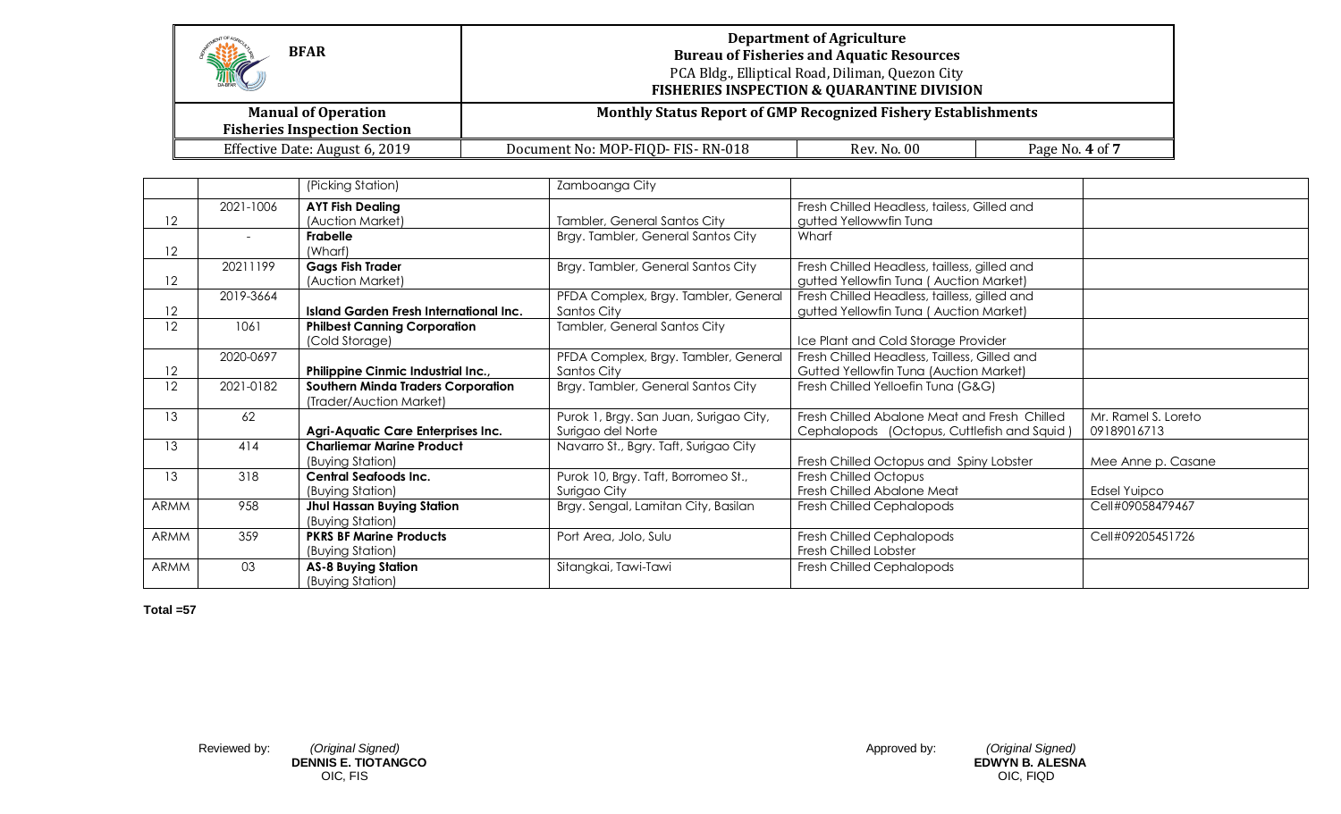| | | | | | |
|---|---|---|---|---|---|
| | | (Picking Station) | Zamboanga City | | |
| 12 | 2021-1006 | **AYT Fish Dealing** (Auction Market) | Tambler, General Santos City | Fresh Chilled Headless, tailess, Gilled and gutted Yellowwfin Tuna | |
| 12 | - | **Frabelle** (Wharf) | Brgy. Tambler, General Santos City | Wharf | |
| 12 | 20211199 | **Gags Fish Trader** (Auction Market) | Brgy. Tambler, General Santos City | Fresh Chilled Headless, tailless, gilled and gutted Yellowfin Tuna ( Auction Market) | |
| 12 | 2019-3664 | **Island Garden Fresh International Inc.** | PFDA Complex, Brgy. Tambler, General Santos City | Fresh Chilled Headless, tailless, gilled and gutted Yellowfin Tuna ( Auction Market) | |
| 12 | 1061 | **Philbest Canning Corporation** (Cold Storage) | Tambler, General Santos City | Ice Plant and Cold Storage Provider | |
| 12 | 2020-0697 | **Philippine Cinmic Industrial Inc.**, | PFDA Complex, Brgy. Tambler, General Santos City | Fresh Chilled Headless, Tailless, Gilled and Gutted Yellowfin Tuna (Auction Market) | |
| 12 | 2021-0182 | **Southern Minda Traders Corporation** (Trader/Auction Market) | Brgy. Tambler, General Santos City | Fresh Chilled Yelloefin Tuna (G&G) | |
| 13 | 62 | **Agri-Aquatic Care Enterprises Inc.** | Purok 1, Brgy. San Juan, Surigao City, Surigao del Norte | Fresh Chilled Abalone Meat and Fresh Chilled Cephalopods (Octopus, Cuttlefish and Squid ) | Mr. Ramel S. Loreto 09189016713 |
| 13 | 414 | **Charliemar Marine Product** (Buying Station) | Navarro St., Bgry. Taft, Surigao City | Fresh Chilled Octopus and Spiny Lobster | Mee Anne p. Casane |
| 13 | 318 | **Central Seafoods Inc.** (Buying Station) | Purok 10, Brgy. Taft, Borromeo St., Surigao City | Fresh Chilled Octopus Fresh Chilled Abalone Meat | Edsel Yuipco |
| ARMM | 958 | **Jhul Hassan Buying Station** (Buying Station) | Brgy. Sengal, Lamitan City, Basilan | Fresh Chilled Cephalopods | Cell#09058479467 |
| ARMM | 359 | **PKRS BF Marine Products** (Buying Station) | Port Area, Jolo, Sulu | Fresh Chilled Cephalopods Fresh Chilled Lobster | Cell#09205451726 |
| ARMM | 03 | **AS-8 Buying Station** (Buying Station) | Sitangkai, Tawi-Tawi | Fresh Chilled Cephalopods | |

**Total =57**

Reviewed by: *(Original Signed)*
**DENNIS E. TIOTANGCO**
OIC, FIS

Approved by: *(Original Signed)*
**EDWYN B. ALESNA**
OIC, FIQD